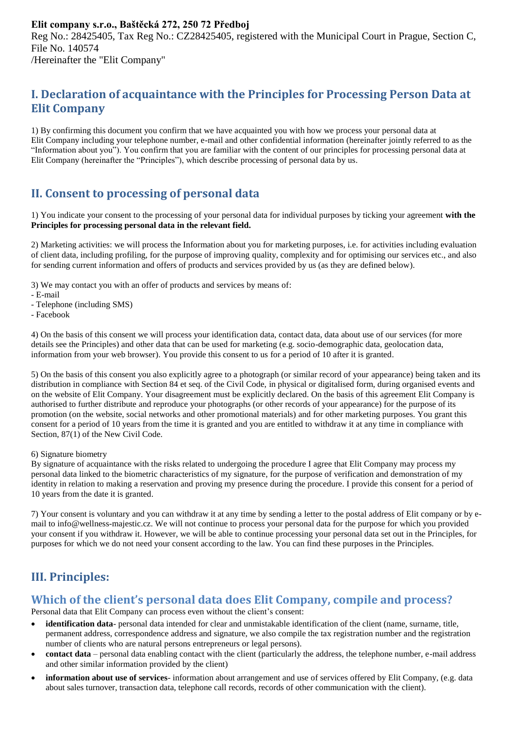**Elit company s.r.o., Baštěcká 272, 250 72 Předboj**
Reg No.: 28425405, Tax Reg No.: CZ28425405, registered with the Municipal Court in Prague, Section C, File No. 140574
/Hereinafter the "Elit Company"

## I. Declaration of acquaintance with the Principles for Processing Person Data at Elit Company

1) By confirming this document you confirm that we have acquainted you with how we process your personal data at Elit Company including your telephone number, e-mail and other confidential information (hereinafter jointly referred to as the "Information about you"). You confirm that you are familiar with the content of our principles for processing personal data at Elit Company (hereinafter the "Principles"), which describe processing of personal data by us.

## II. Consent to processing of personal data

1) You indicate your consent to the processing of your personal data for individual purposes by ticking your agreement **with the Principles for processing personal data in the relevant field.**

2) Marketing activities: we will process the Information about you for marketing purposes, i.e. for activities including evaluation of client data, including profiling, for the purpose of improving quality, complexity and for optimising our services etc., and also for sending current information and offers of products and services provided by us (as they are defined below).

3) We may contact you with an offer of products and services by means of:
- E-mail
- Telephone (including SMS)
- Facebook

4) On the basis of this consent we will process your identification data, contact data, data about use of our services (for more details see the Principles) and other data that can be used for marketing (e.g. socio-demographic data, geolocation data, information from your web browser). You provide this consent to us for a period of 10 after it is granted.

5) On the basis of this consent you also explicitly agree to a photograph (or similar record of your appearance) being taken and its distribution in compliance with Section 84 et seq. of the Civil Code, in physical or digitalised form, during organised events and on the website of Elit Company. Your disagreement must be explicitly declared. On the basis of this agreement Elit Company is authorised to further distribute and reproduce your photographs (or other records of your appearance) for the purpose of its promotion (on the website, social networks and other promotional materials) and for other marketing purposes. You grant this consent for a period of 10 years from the time it is granted and you are entitled to withdraw it at any time in compliance with Section, 87(1) of the New Civil Code.

6) Signature biometry
By signature of acquaintance with the risks related to undergoing the procedure I agree that Elit Company may process my personal data linked to the biometric characteristics of my signature, for the purpose of verification and demonstration of my identity in relation to making a reservation and proving my presence during the procedure. I provide this consent for a period of 10 years from the date it is granted.

7) Your consent is voluntary and you can withdraw it at any time by sending a letter to the postal address of Elit company or by e-mail to info@wellness-majestic.cz. We will not continue to process your personal data for the purpose for which you provided your consent if you withdraw it. However, we will be able to continue processing your personal data set out in the Principles, for purposes for which we do not need your consent according to the law. You can find these purposes in the Principles.

## III. Principles:

## Which of the client's personal data does Elit Company, compile and process?

Personal data that Elit Company can process even without the client's consent:

- **identification data**- personal data intended for clear and unmistakable identification of the client (name, surname, title, permanent address, correspondence address and signature, we also compile the tax registration number and the registration number of clients who are natural persons entrepreneurs or legal persons).
- **contact data** – personal data enabling contact with the client (particularly the address, the telephone number, e-mail address and other similar information provided by the client)
- **information about use of services**- information about arrangement and use of services offered by Elit Company, (e.g. data about sales turnover, transaction data, telephone call records, records of other communication with the client).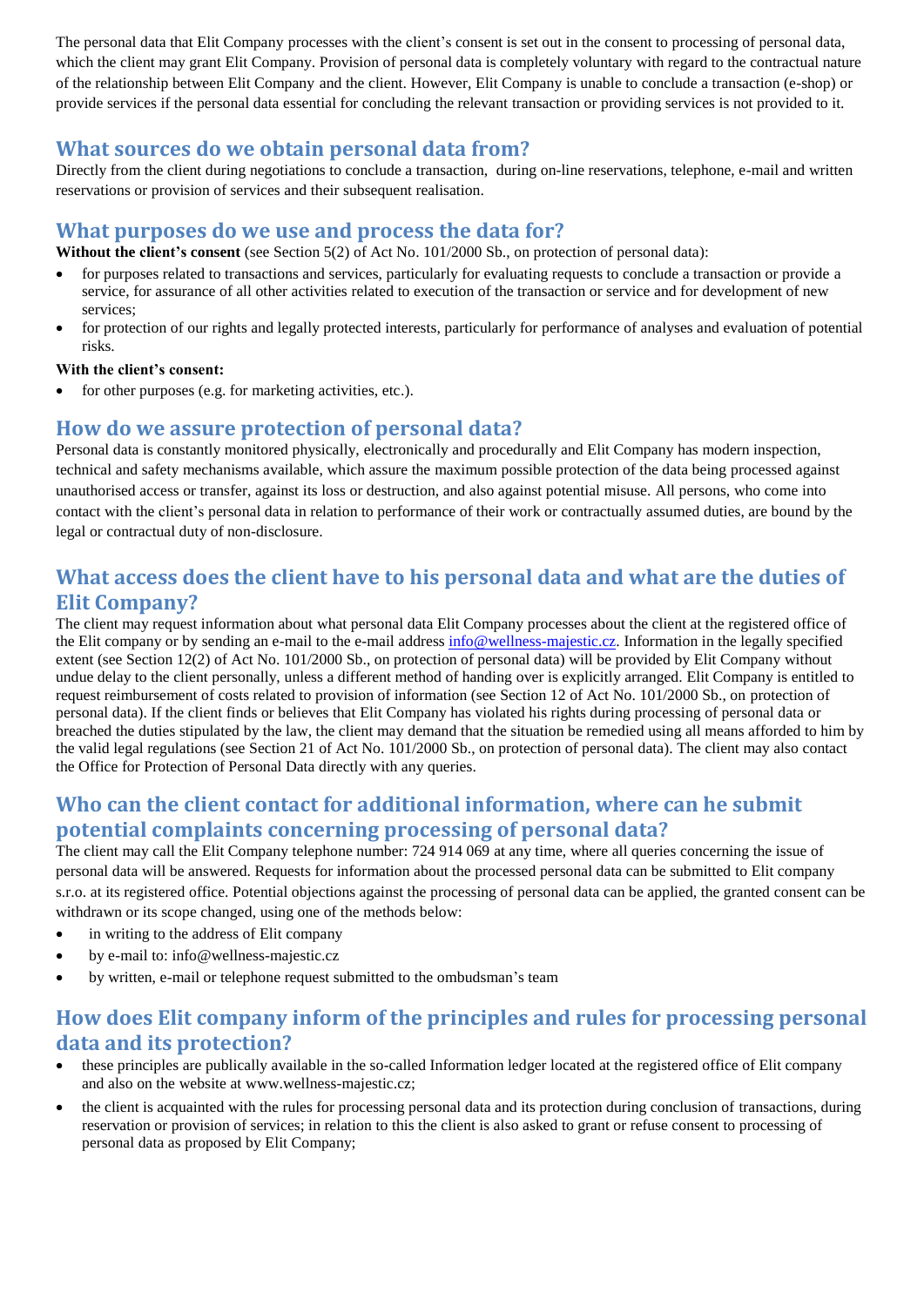The personal data that Elit Company processes with the client's consent is set out in the consent to processing of personal data, which the client may grant Elit Company. Provision of personal data is completely voluntary with regard to the contractual nature of the relationship between Elit Company and the client. However, Elit Company is unable to conclude a transaction (e-shop) or provide services if the personal data essential for concluding the relevant transaction or providing services is not provided to it.

## What sources do we obtain personal data from?

Directly from the client during negotiations to conclude a transaction, during on-line reservations, telephone, e-mail and written reservations or provision of services and their subsequent realisation.

## What purposes do we use and process the data for?

**Without the client's consent** (see Section 5(2) of Act No. 101/2000 Sb., on protection of personal data):

- for purposes related to transactions and services, particularly for evaluating requests to conclude a transaction or provide a service, for assurance of all other activities related to execution of the transaction or service and for development of new services;
- for protection of our rights and legally protected interests, particularly for performance of analyses and evaluation of potential risks.

**With the client's consent:**

- for other purposes (e.g. for marketing activities, etc.).

## How do we assure protection of personal data?

Personal data is constantly monitored physically, electronically and procedurally and Elit Company has modern inspection, technical and safety mechanisms available, which assure the maximum possible protection of the data being processed against unauthorised access or transfer, against its loss or destruction, and also against potential misuse. All persons, who come into contact with the client's personal data in relation to performance of their work or contractually assumed duties, are bound by the legal or contractual duty of non-disclosure.

## What access does the client have to his personal data and what are the duties of Elit Company?

The client may request information about what personal data Elit Company processes about the client at the registered office of the Elit company or by sending an e-mail to the e-mail address info@wellness-majestic.cz. Information in the legally specified extent (see Section 12(2) of Act No. 101/2000 Sb., on protection of personal data) will be provided by Elit Company without undue delay to the client personally, unless a different method of handing over is explicitly arranged. Elit Company is entitled to request reimbursement of costs related to provision of information (see Section 12 of Act No. 101/2000 Sb., on protection of personal data). If the client finds or believes that Elit Company has violated his rights during processing of personal data or breached the duties stipulated by the law, the client may demand that the situation be remedied using all means afforded to him by the valid legal regulations (see Section 21 of Act No. 101/2000 Sb., on protection of personal data). The client may also contact the Office for Protection of Personal Data directly with any queries.

## Who can the client contact for additional information, where can he submit potential complaints concerning processing of personal data?

The client may call the Elit Company telephone number: 724 914 069 at any time, where all queries concerning the issue of personal data will be answered. Requests for information about the processed personal data can be submitted to Elit company s.r.o. at its registered office. Potential objections against the processing of personal data can be applied, the granted consent can be withdrawn or its scope changed, using one of the methods below:

- in writing to the address of Elit company
- by e-mail to: info@wellness-majestic.cz
- by written, e-mail or telephone request submitted to the ombudsman's team

## How does Elit company inform of the principles and rules for processing personal data and its protection?

- these principles are publically available in the so-called Information ledger located at the registered office of Elit company and also on the website at www.wellness-majestic.cz;
- the client is acquainted with the rules for processing personal data and its protection during conclusion of transactions, during reservation or provision of services; in relation to this the client is also asked to grant or refuse consent to processing of personal data as proposed by Elit Company;